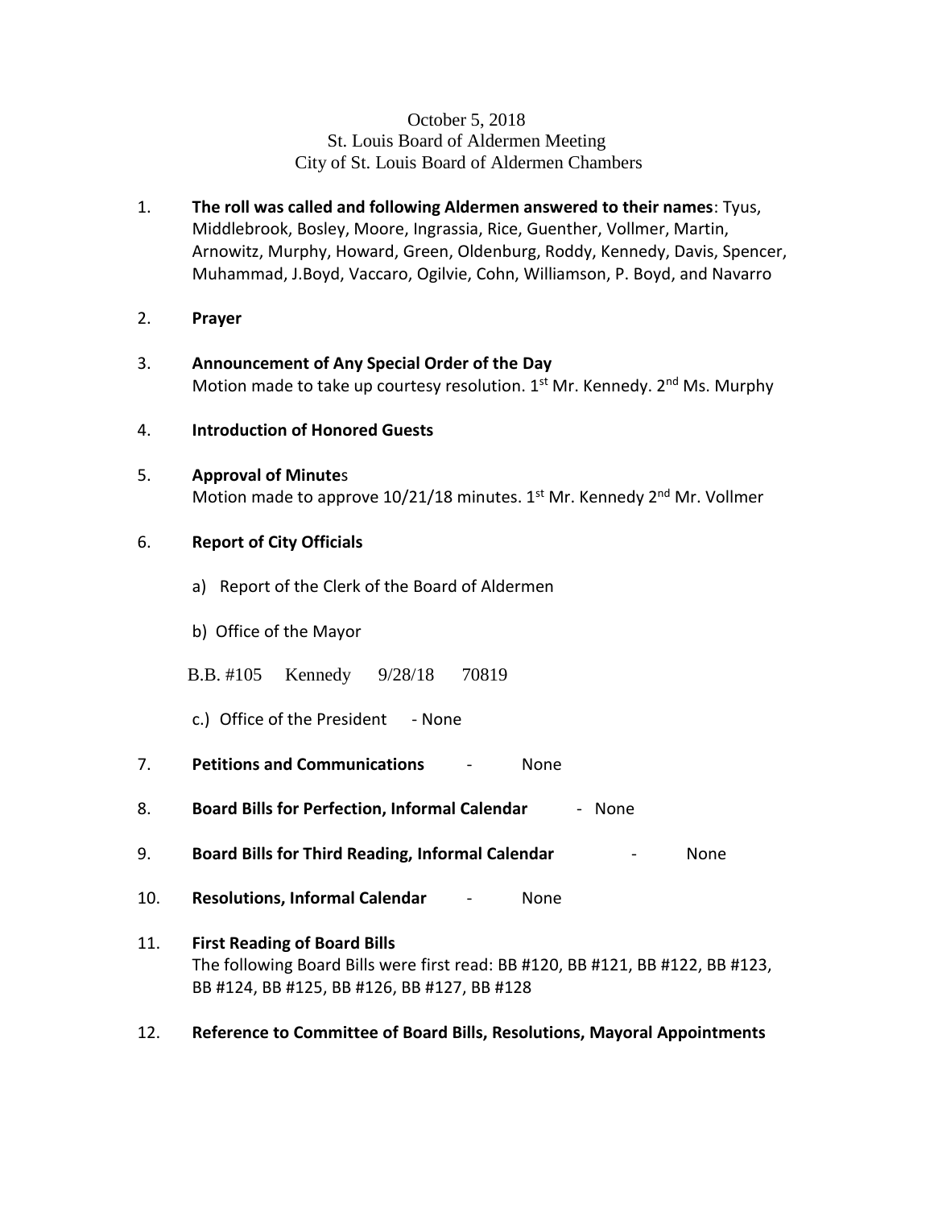October 5, 2018
St. Louis Board of Aldermen Meeting
City of St. Louis Board of Aldermen Chambers

1. **The roll was called and following Aldermen answered to their names**: Tyus, Middlebrook, Bosley, Moore, Ingrassia, Rice, Guenther, Vollmer, Martin, Arnowitz, Murphy, Howard, Green, Oldenburg, Roddy, Kennedy, Davis, Spencer, Muhammad, J.Boyd, Vaccaro, Ogilvie, Cohn, Williamson, P. Boyd, and Navarro

2. **Prayer**

3. **Announcement of Any Special Order of the Day**
   Motion made to take up courtesy resolution. 1st Mr. Kennedy. 2nd Ms. Murphy

4. **Introduction of Honored Guests**

5. **Approval of Minute**s
   Motion made to approve 10/21/18 minutes. 1st Mr. Kennedy 2nd Mr. Vollmer

6. **Report of City Officials**

   a) Report of the Clerk of the Board of Aldermen

   b) Office of the Mayor

   B.B. #105 Kennedy 9/28/18 70819

   c.) Office of the President - None

7. **Petitions and Communications** - None

8. **Board Bills for Perfection, Informal Calendar** - None

9. **Board Bills for Third Reading, Informal Calendar** - None

10. **Resolutions, Informal Calendar** - None

11. **First Reading of Board Bills**
    The following Board Bills were first read: BB #120, BB #121, BB #122, BB #123, BB #124, BB #125, BB #126, BB #127, BB #128

12. **Reference to Committee of Board Bills, Resolutions, Mayoral Appointments**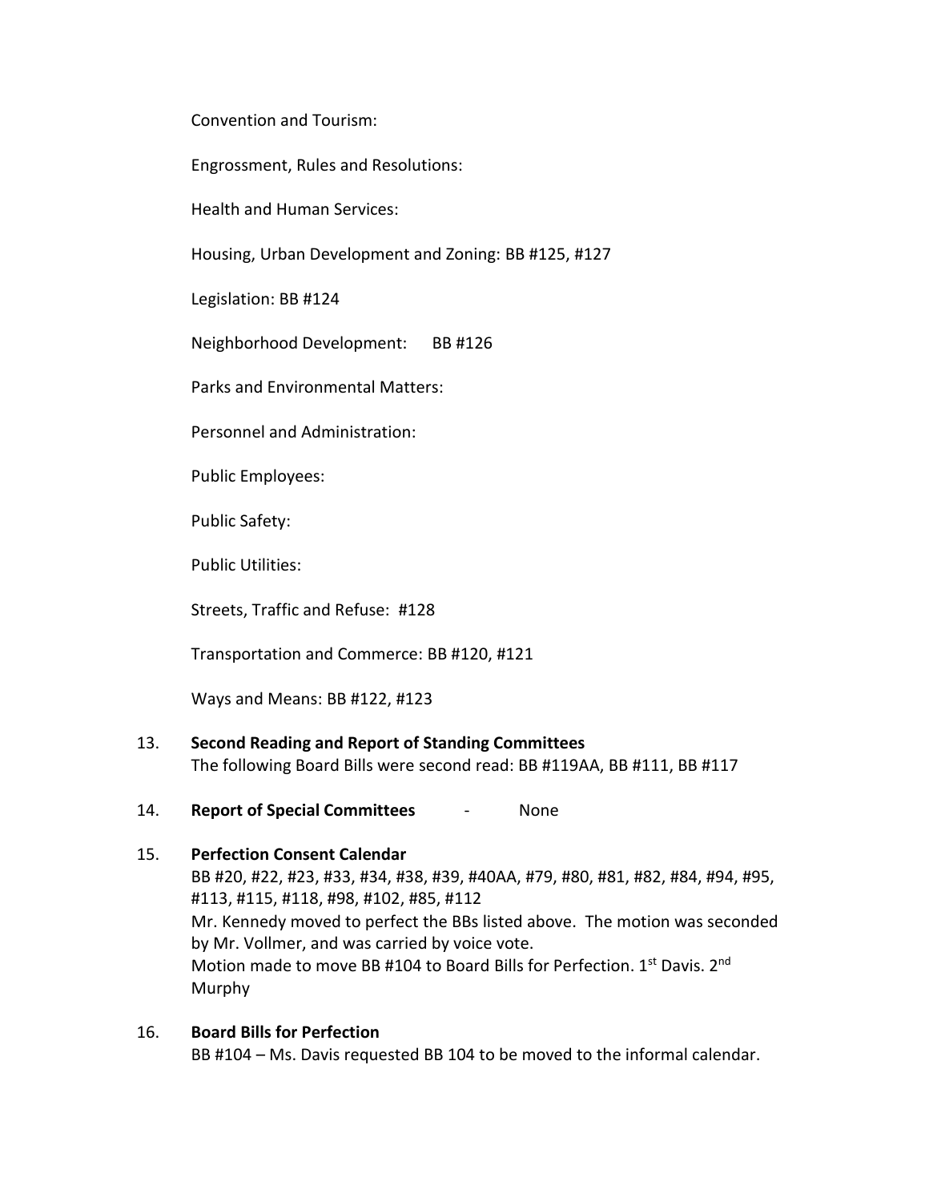Convention and Tourism:

Engrossment, Rules and Resolutions:

Health and Human Services:

Housing, Urban Development and Zoning: BB #125, #127

Legislation: BB #124

Neighborhood Development: BB #126

Parks and Environmental Matters:

Personnel and Administration:

Public Employees:

Public Safety:

Public Utilities:

Streets, Traffic and Refuse: #128

Transportation and Commerce: BB #120, #121

Ways and Means: BB #122, #123

13. **Second Reading and Report of Standing Committees**
    The following Board Bills were second read: BB #119AA, BB #111, BB #117

14. **Report of Special Committees** - None

15. **Perfection Consent Calendar**
    BB #20, #22, #23, #33, #34, #38, #39, #40AA, #79, #80, #81, #82, #84, #94, #95, #113, #115, #118, #98, #102, #85, #112
    Mr. Kennedy moved to perfect the BBs listed above. The motion was seconded by Mr. Vollmer, and was carried by voice vote.
    Motion made to move BB #104 to Board Bills for Perfection. 1st Davis. 2nd Murphy

16. **Board Bills for Perfection**
    BB #104 – Ms. Davis requested BB 104 to be moved to the informal calendar.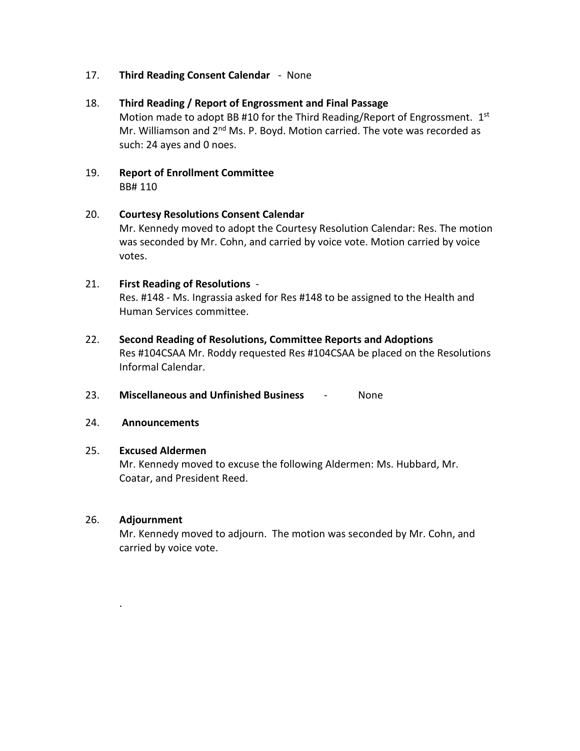17. **Third Reading Consent Calendar** - None

18. **Third Reading / Report of Engrossment and Final Passage**
    Motion made to adopt BB #10 for the Third Reading/Report of Engrossment. 1st Mr. Williamson and 2nd Ms. P. Boyd. Motion carried. The vote was recorded as such: 24 ayes and 0 noes.

19. **Report of Enrollment Committee**
    BB# 110

20. **Courtesy Resolutions Consent Calendar**
    Mr. Kennedy moved to adopt the Courtesy Resolution Calendar: Res. The motion was seconded by Mr. Cohn, and carried by voice vote. Motion carried by voice votes.

21. **First Reading of Resolutions** -
    Res. #148 - Ms. Ingrassia asked for Res #148 to be assigned to the Health and Human Services committee.

22. **Second Reading of Resolutions, Committee Reports and Adoptions**
    Res #104CSAA Mr. Roddy requested Res #104CSAA be placed on the Resolutions Informal Calendar.

23. **Miscellaneous and Unfinished Business** - None

24. **Announcements**

25. **Excused Aldermen**
    Mr. Kennedy moved to excuse the following Aldermen: Ms. Hubbard, Mr. Coatar, and President Reed.

26. **Adjournment**
    Mr. Kennedy moved to adjourn. The motion was seconded by Mr. Cohn, and carried by voice vote.

.